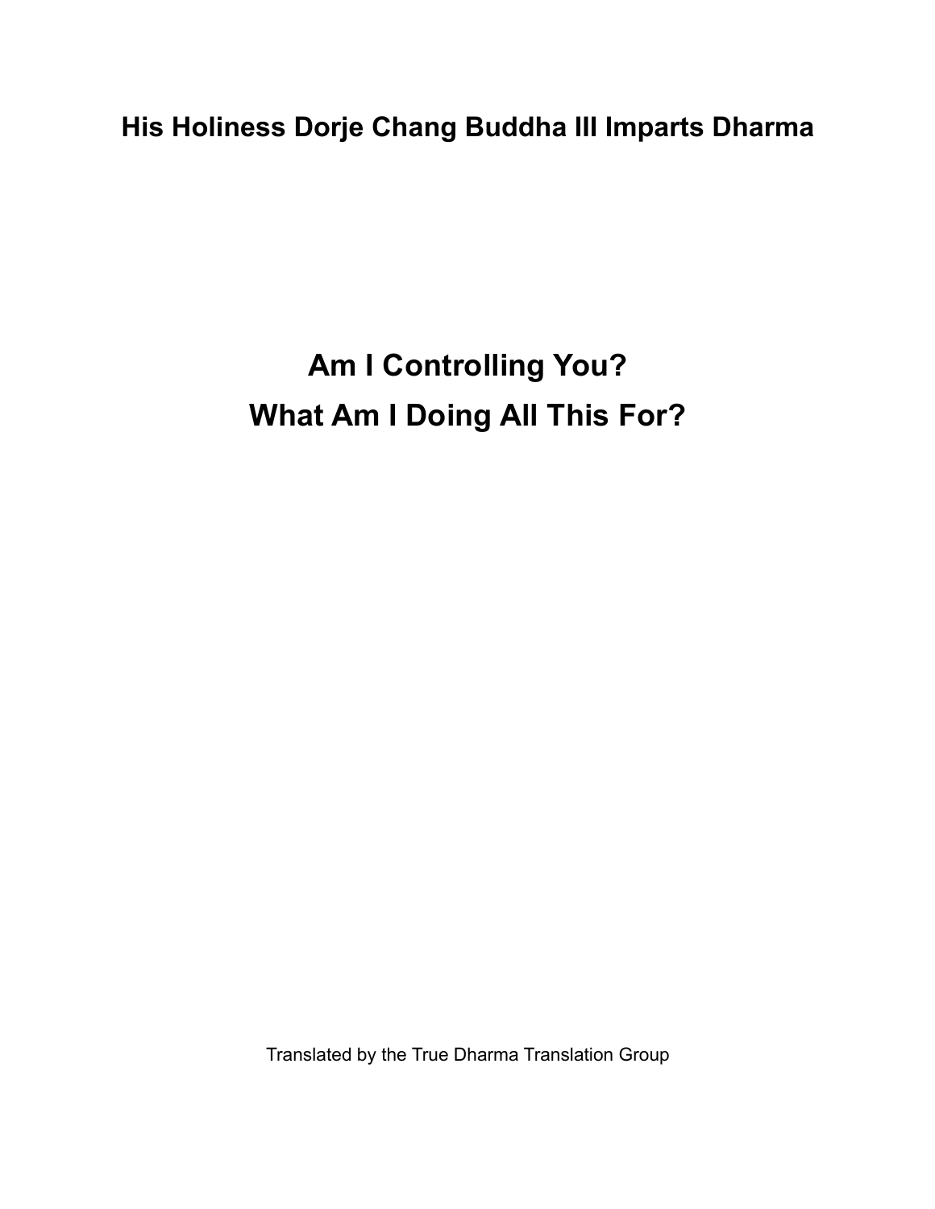## His Holiness Dorje Chang Buddha III Imparts Dharma

# Am I Controlling You?
# What Am I Doing All This For?

Translated by the True Dharma Translation Group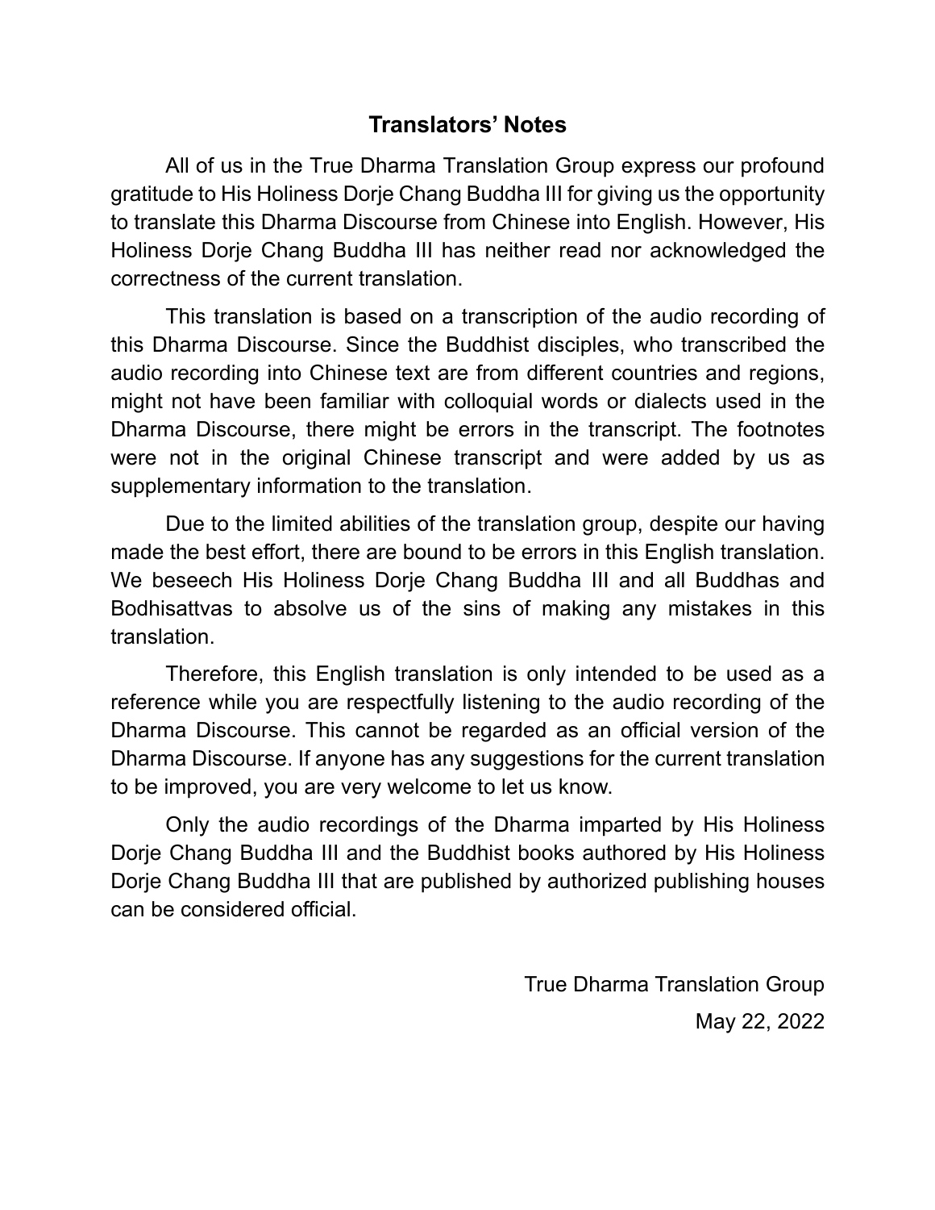## Translators' Notes

All of us in the True Dharma Translation Group express our profound gratitude to His Holiness Dorje Chang Buddha III for giving us the opportunity to translate this Dharma Discourse from Chinese into English. However, His Holiness Dorje Chang Buddha III has neither read nor acknowledged the correctness of the current translation.

This translation is based on a transcription of the audio recording of this Dharma Discourse. Since the Buddhist disciples, who transcribed the audio recording into Chinese text are from different countries and regions, might not have been familiar with colloquial words or dialects used in the Dharma Discourse, there might be errors in the transcript. The footnotes were not in the original Chinese transcript and were added by us as supplementary information to the translation.

Due to the limited abilities of the translation group, despite our having made the best effort, there are bound to be errors in this English translation. We beseech His Holiness Dorje Chang Buddha III and all Buddhas and Bodhisattvas to absolve us of the sins of making any mistakes in this translation.

Therefore, this English translation is only intended to be used as a reference while you are respectfully listening to the audio recording of the Dharma Discourse. This cannot be regarded as an official version of the Dharma Discourse. If anyone has any suggestions for the current translation to be improved, you are very welcome to let us know.

Only the audio recordings of the Dharma imparted by His Holiness Dorje Chang Buddha III and the Buddhist books authored by His Holiness Dorje Chang Buddha III that are published by authorized publishing houses can be considered official.

True Dharma Translation Group

May 22, 2022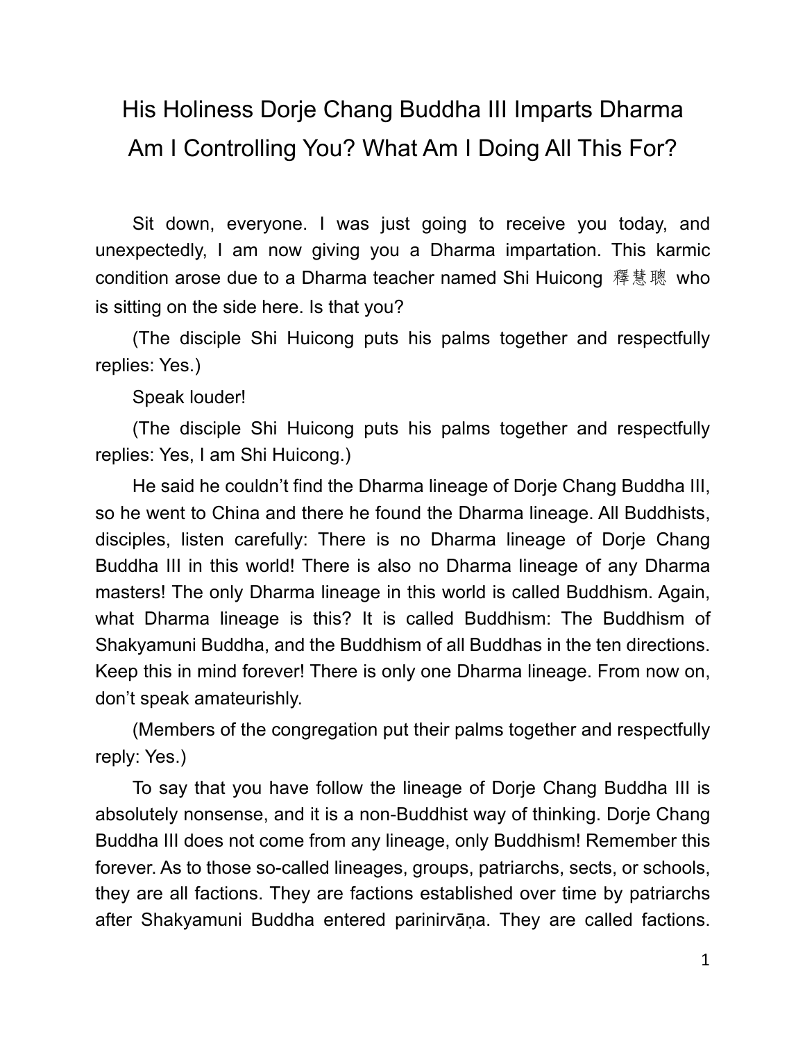# His Holiness Dorje Chang Buddha III Imparts Dharma
# Am I Controlling You? What Am I Doing All This For?

Sit down, everyone. I was just going to receive you today, and unexpectedly, I am now giving you a Dharma impartation. This karmic condition arose due to a Dharma teacher named Shi Huicong 釋慧聰 who is sitting on the side here. Is that you?

(The disciple Shi Huicong puts his palms together and respectfully replies: Yes.)

Speak louder!

(The disciple Shi Huicong puts his palms together and respectfully replies: Yes, I am Shi Huicong.)

He said he couldn't find the Dharma lineage of Dorje Chang Buddha III, so he went to China and there he found the Dharma lineage. All Buddhists, disciples, listen carefully: There is no Dharma lineage of Dorje Chang Buddha III in this world! There is also no Dharma lineage of any Dharma masters! The only Dharma lineage in this world is called Buddhism. Again, what Dharma lineage is this? It is called Buddhism: The Buddhism of Shakyamuni Buddha, and the Buddhism of all Buddhas in the ten directions. Keep this in mind forever! There is only one Dharma lineage. From now on, don't speak amateurishly.

(Members of the congregation put their palms together and respectfully reply: Yes.)

To say that you have follow the lineage of Dorje Chang Buddha III is absolutely nonsense, and it is a non-Buddhist way of thinking. Dorje Chang Buddha III does not come from any lineage, only Buddhism! Remember this forever. As to those so-called lineages, groups, patriarchs, sects, or schools, they are all factions. They are factions established over time by patriarchs after Shakyamuni Buddha entered parinirvāṇa. They are called factions.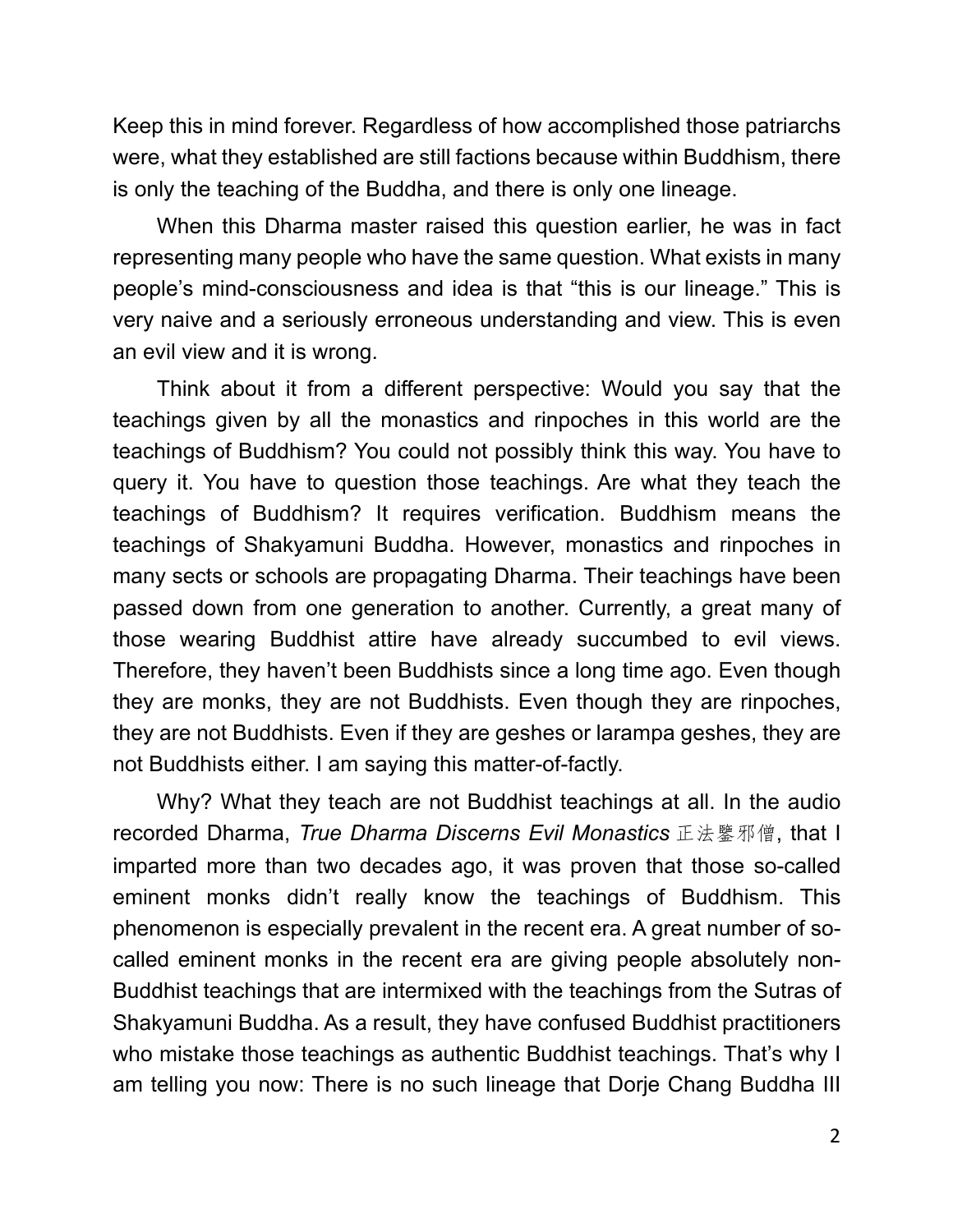Keep this in mind forever. Regardless of how accomplished those patriarchs were, what they established are still factions because within Buddhism, there is only the teaching of the Buddha, and there is only one lineage.

When this Dharma master raised this question earlier, he was in fact representing many people who have the same question. What exists in many people's mind-consciousness and idea is that "this is our lineage." This is very naive and a seriously erroneous understanding and view. This is even an evil view and it is wrong.

Think about it from a different perspective: Would you say that the teachings given by all the monastics and rinpoches in this world are the teachings of Buddhism? You could not possibly think this way. You have to query it. You have to question those teachings. Are what they teach the teachings of Buddhism? It requires verification. Buddhism means the teachings of Shakyamuni Buddha. However, monastics and rinpoches in many sects or schools are propagating Dharma. Their teachings have been passed down from one generation to another. Currently, a great many of those wearing Buddhist attire have already succumbed to evil views. Therefore, they haven't been Buddhists since a long time ago. Even though they are monks, they are not Buddhists. Even though they are rinpoches, they are not Buddhists. Even if they are geshes or larampa geshes, they are not Buddhists either. I am saying this matter-of-factly.

Why? What they teach are not Buddhist teachings at all. In the audio recorded Dharma, *True Dharma Discerns Evil Monastics* 正法鑒邪僧, that I imparted more than two decades ago, it was proven that those so-called eminent monks didn't really know the teachings of Buddhism. This phenomenon is especially prevalent in the recent era. A great number of so-called eminent monks in the recent era are giving people absolutely non-Buddhist teachings that are intermixed with the teachings from the Sutras of Shakyamuni Buddha. As a result, they have confused Buddhist practitioners who mistake those teachings as authentic Buddhist teachings. That's why I am telling you now: There is no such lineage that Dorje Chang Buddha III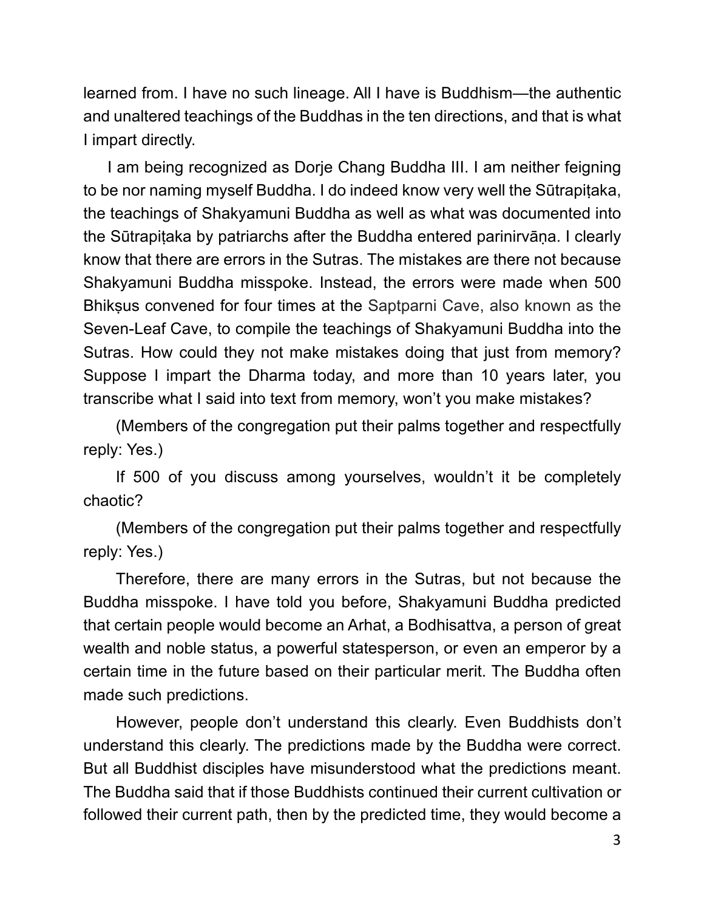learned from. I have no such lineage. All I have is Buddhism—the authentic and unaltered teachings of the Buddhas in the ten directions, and that is what I impart directly.

I am being recognized as Dorje Chang Buddha III. I am neither feigning to be nor naming myself Buddha. I do indeed know very well the Sūtrapiṭaka, the teachings of Shakyamuni Buddha as well as what was documented into the Sūtrapiṭaka by patriarchs after the Buddha entered parinirvāṇa. I clearly know that there are errors in the Sutras. The mistakes are there not because Shakyamuni Buddha misspoke. Instead, the errors were made when 500 Bhikṣus convened for four times at the Saptparni Cave, also known as the Seven-Leaf Cave, to compile the teachings of Shakyamuni Buddha into the Sutras. How could they not make mistakes doing that just from memory? Suppose I impart the Dharma today, and more than 10 years later, you transcribe what I said into text from memory, won't you make mistakes?

(Members of the congregation put their palms together and respectfully reply: Yes.)

If 500 of you discuss among yourselves, wouldn't it be completely chaotic?

(Members of the congregation put their palms together and respectfully reply: Yes.)

Therefore, there are many errors in the Sutras, but not because the Buddha misspoke. I have told you before, Shakyamuni Buddha predicted that certain people would become an Arhat, a Bodhisattva, a person of great wealth and noble status, a powerful statesperson, or even an emperor by a certain time in the future based on their particular merit. The Buddha often made such predictions.

However, people don't understand this clearly. Even Buddhists don't understand this clearly. The predictions made by the Buddha were correct. But all Buddhist disciples have misunderstood what the predictions meant. The Buddha said that if those Buddhists continued their current cultivation or followed their current path, then by the predicted time, they would become a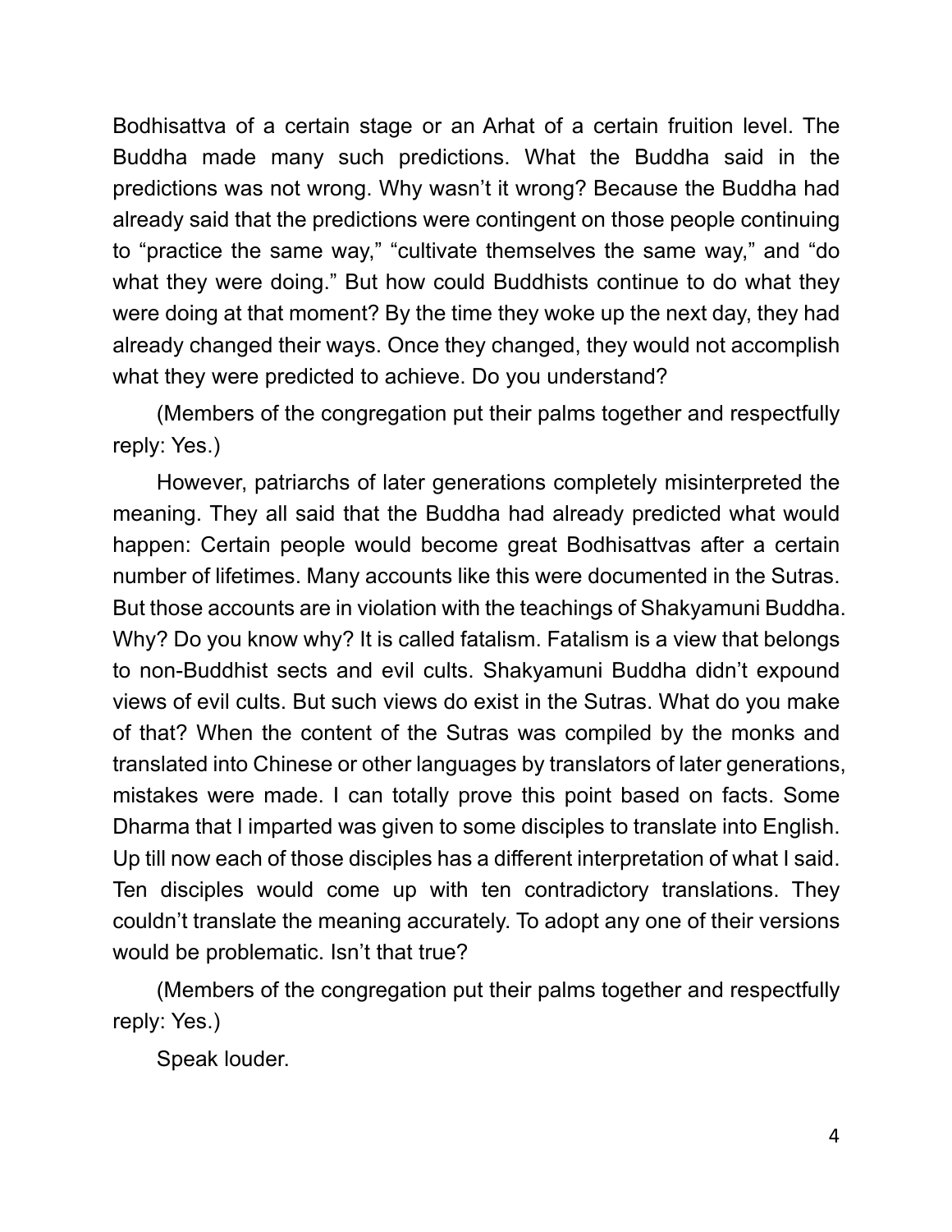Bodhisattva of a certain stage or an Arhat of a certain fruition level. The Buddha made many such predictions. What the Buddha said in the predictions was not wrong. Why wasn't it wrong? Because the Buddha had already said that the predictions were contingent on those people continuing to "practice the same way," "cultivate themselves the same way," and "do what they were doing." But how could Buddhists continue to do what they were doing at that moment? By the time they woke up the next day, they had already changed their ways. Once they changed, they would not accomplish what they were predicted to achieve. Do you understand?

(Members of the congregation put their palms together and respectfully reply: Yes.)

However, patriarchs of later generations completely misinterpreted the meaning. They all said that the Buddha had already predicted what would happen: Certain people would become great Bodhisattvas after a certain number of lifetimes. Many accounts like this were documented in the Sutras. But those accounts are in violation with the teachings of Shakyamuni Buddha. Why? Do you know why? It is called fatalism. Fatalism is a view that belongs to non-Buddhist sects and evil cults. Shakyamuni Buddha didn't expound views of evil cults. But such views do exist in the Sutras. What do you make of that? When the content of the Sutras was compiled by the monks and translated into Chinese or other languages by translators of later generations, mistakes were made. I can totally prove this point based on facts. Some Dharma that I imparted was given to some disciples to translate into English. Up till now each of those disciples has a different interpretation of what I said. Ten disciples would come up with ten contradictory translations. They couldn't translate the meaning accurately. To adopt any one of their versions would be problematic. Isn't that true?

(Members of the congregation put their palms together and respectfully reply: Yes.)

Speak louder.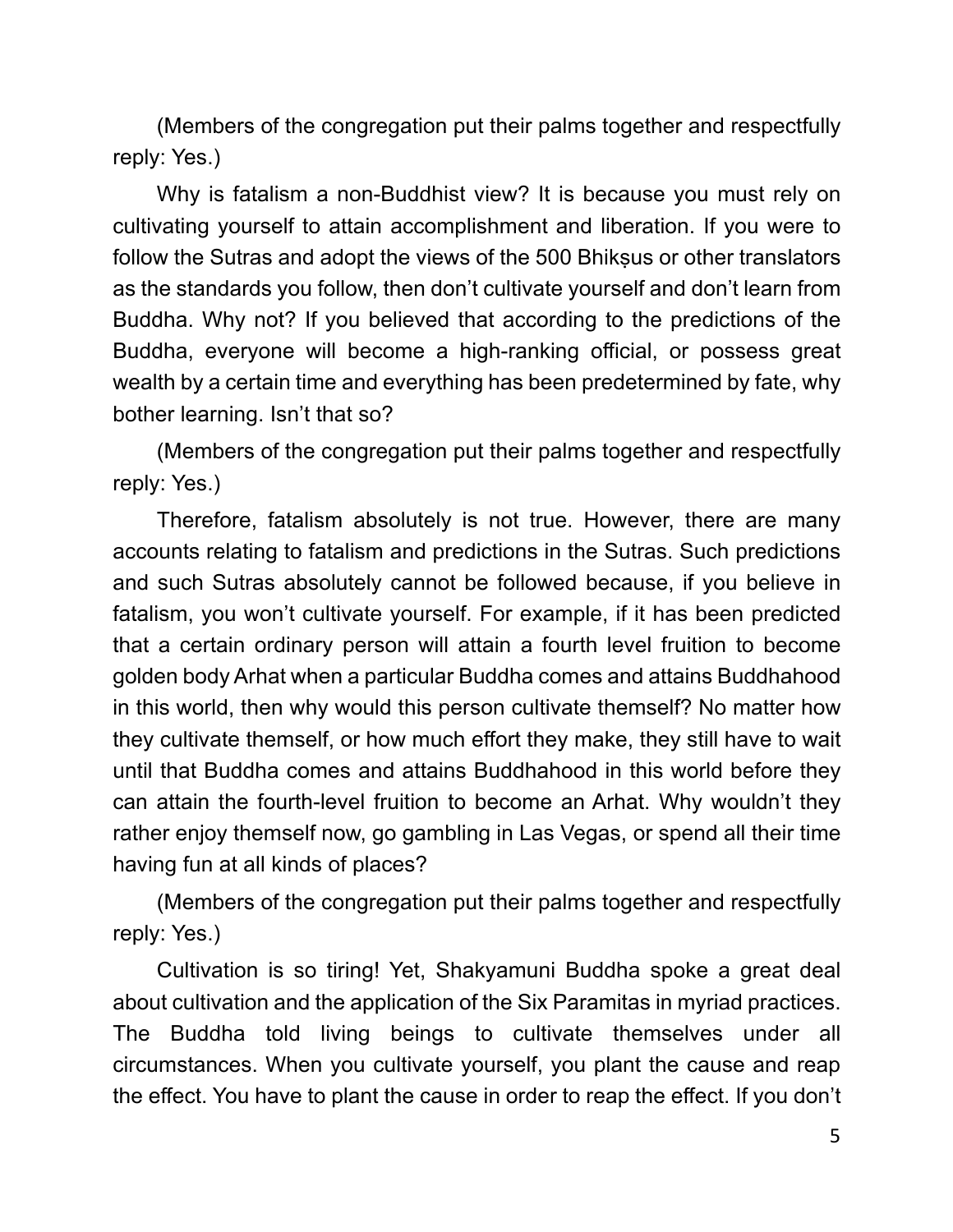(Members of the congregation put their palms together and respectfully reply: Yes.)

Why is fatalism a non-Buddhist view? It is because you must rely on cultivating yourself to attain accomplishment and liberation. If you were to follow the Sutras and adopt the views of the 500 Bhikṣus or other translators as the standards you follow, then don't cultivate yourself and don't learn from Buddha. Why not? If you believed that according to the predictions of the Buddha, everyone will become a high-ranking official, or possess great wealth by a certain time and everything has been predetermined by fate, why bother learning. Isn't that so?

(Members of the congregation put their palms together and respectfully reply: Yes.)

Therefore, fatalism absolutely is not true. However, there are many accounts relating to fatalism and predictions in the Sutras. Such predictions and such Sutras absolutely cannot be followed because, if you believe in fatalism, you won't cultivate yourself. For example, if it has been predicted that a certain ordinary person will attain a fourth level fruition to become golden body Arhat when a particular Buddha comes and attains Buddhahood in this world, then why would this person cultivate themself? No matter how they cultivate themself, or how much effort they make, they still have to wait until that Buddha comes and attains Buddhahood in this world before they can attain the fourth-level fruition to become an Arhat. Why wouldn't they rather enjoy themself now, go gambling in Las Vegas, or spend all their time having fun at all kinds of places?

(Members of the congregation put their palms together and respectfully reply: Yes.)

Cultivation is so tiring! Yet, Shakyamuni Buddha spoke a great deal about cultivation and the application of the Six Paramitas in myriad practices. The Buddha told living beings to cultivate themselves under all circumstances. When you cultivate yourself, you plant the cause and reap the effect. You have to plant the cause in order to reap the effect. If you don't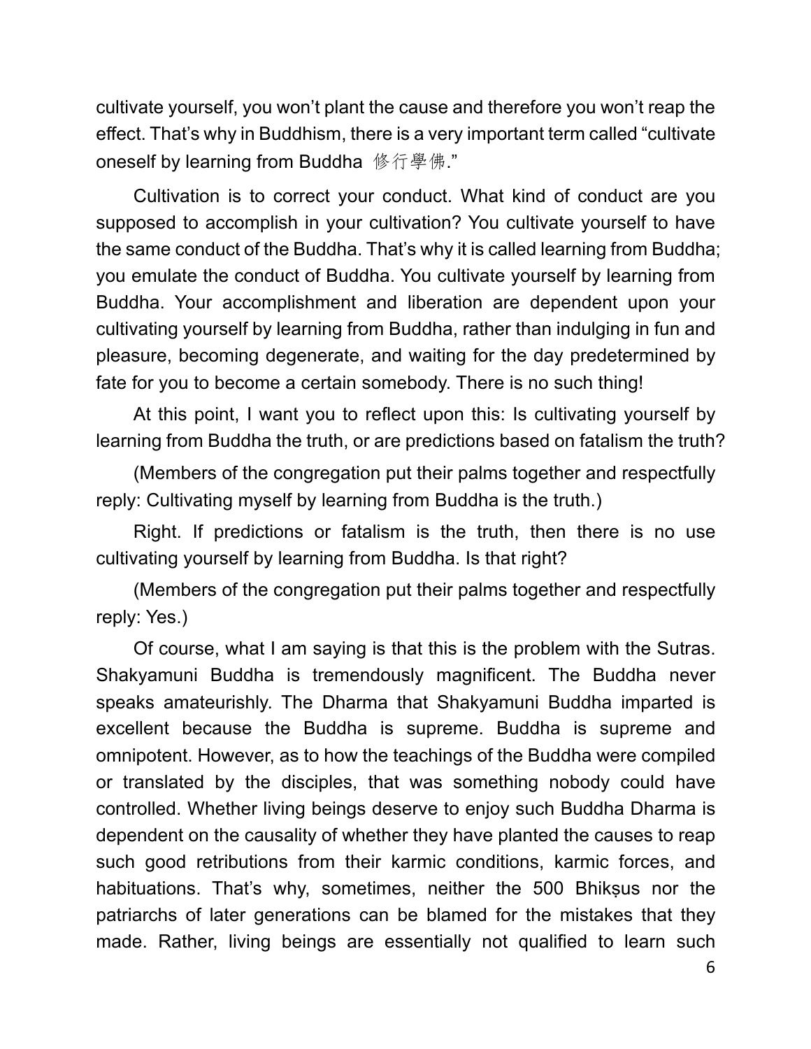cultivate yourself, you won't plant the cause and therefore you won't reap the effect. That's why in Buddhism, there is a very important term called "cultivate oneself by learning from Buddha 修行學佛."

Cultivation is to correct your conduct. What kind of conduct are you supposed to accomplish in your cultivation? You cultivate yourself to have the same conduct of the Buddha. That's why it is called learning from Buddha; you emulate the conduct of Buddha. You cultivate yourself by learning from Buddha. Your accomplishment and liberation are dependent upon your cultivating yourself by learning from Buddha, rather than indulging in fun and pleasure, becoming degenerate, and waiting for the day predetermined by fate for you to become a certain somebody. There is no such thing!

At this point, I want you to reflect upon this: Is cultivating yourself by learning from Buddha the truth, or are predictions based on fatalism the truth?

(Members of the congregation put their palms together and respectfully reply: Cultivating myself by learning from Buddha is the truth.)

Right. If predictions or fatalism is the truth, then there is no use cultivating yourself by learning from Buddha. Is that right?

(Members of the congregation put their palms together and respectfully reply: Yes.)

Of course, what I am saying is that this is the problem with the Sutras. Shakyamuni Buddha is tremendously magnificent. The Buddha never speaks amateurishly. The Dharma that Shakyamuni Buddha imparted is excellent because the Buddha is supreme. Buddha is supreme and omnipotent. However, as to how the teachings of the Buddha were compiled or translated by the disciples, that was something nobody could have controlled. Whether living beings deserve to enjoy such Buddha Dharma is dependent on the causality of whether they have planted the causes to reap such good retributions from their karmic conditions, karmic forces, and habituations. That's why, sometimes, neither the 500 Bhikṣus nor the patriarchs of later generations can be blamed for the mistakes that they made. Rather, living beings are essentially not qualified to learn such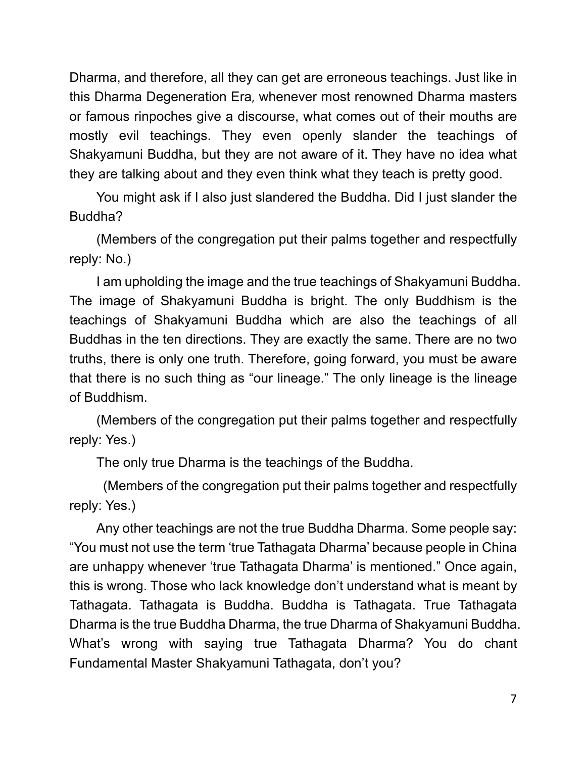Dharma, and therefore, all they can get are erroneous teachings. Just like in this Dharma Degeneration Era*,* whenever most renowned Dharma masters or famous rinpoches give a discourse, what comes out of their mouths are mostly evil teachings. They even openly slander the teachings of Shakyamuni Buddha, but they are not aware of it. They have no idea what they are talking about and they even think what they teach is pretty good.

You might ask if I also just slandered the Buddha. Did I just slander the Buddha?

(Members of the congregation put their palms together and respectfully reply: No.)

I am upholding the image and the true teachings of Shakyamuni Buddha. The image of Shakyamuni Buddha is bright. The only Buddhism is the teachings of Shakyamuni Buddha which are also the teachings of all Buddhas in the ten directions. They are exactly the same. There are no two truths, there is only one truth. Therefore, going forward, you must be aware that there is no such thing as "our lineage." The only lineage is the lineage of Buddhism.

(Members of the congregation put their palms together and respectfully reply: Yes.)

The only true Dharma is the teachings of the Buddha.

(Members of the congregation put their palms together and respectfully reply: Yes.)

Any other teachings are not the true Buddha Dharma. Some people say: "You must not use the term 'true Tathagata Dharma' because people in China are unhappy whenever 'true Tathagata Dharma' is mentioned." Once again, this is wrong. Those who lack knowledge don't understand what is meant by Tathagata. Tathagata is Buddha. Buddha is Tathagata. True Tathagata Dharma is the true Buddha Dharma, the true Dharma of Shakyamuni Buddha. What's wrong with saying true Tathagata Dharma? You do chant Fundamental Master Shakyamuni Tathagata, don't you?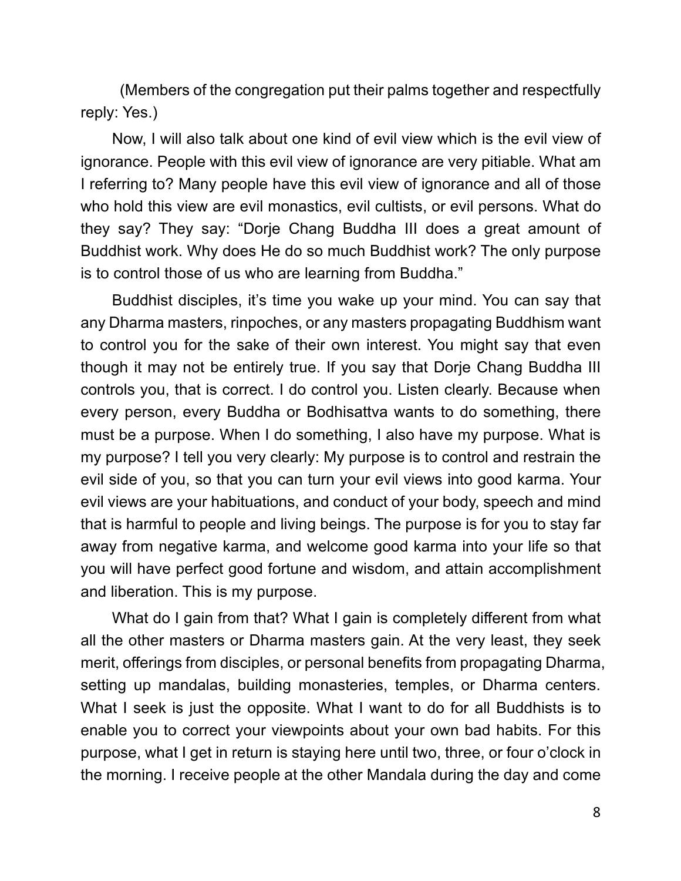(Members of the congregation put their palms together and respectfully reply: Yes.)

Now, I will also talk about one kind of evil view which is the evil view of ignorance. People with this evil view of ignorance are very pitiable. What am I referring to? Many people have this evil view of ignorance and all of those who hold this view are evil monastics, evil cultists, or evil persons. What do they say? They say: "Dorje Chang Buddha III does a great amount of Buddhist work. Why does He do so much Buddhist work? The only purpose is to control those of us who are learning from Buddha."

Buddhist disciples, it's time you wake up your mind. You can say that any Dharma masters, rinpoches, or any masters propagating Buddhism want to control you for the sake of their own interest. You might say that even though it may not be entirely true. If you say that Dorje Chang Buddha III controls you, that is correct. I do control you. Listen clearly. Because when every person, every Buddha or Bodhisattva wants to do something, there must be a purpose. When I do something, I also have my purpose. What is my purpose? I tell you very clearly: My purpose is to control and restrain the evil side of you, so that you can turn your evil views into good karma. Your evil views are your habituations, and conduct of your body, speech and mind that is harmful to people and living beings. The purpose is for you to stay far away from negative karma, and welcome good karma into your life so that you will have perfect good fortune and wisdom, and attain accomplishment and liberation. This is my purpose.

What do I gain from that? What I gain is completely different from what all the other masters or Dharma masters gain. At the very least, they seek merit, offerings from disciples, or personal benefits from propagating Dharma, setting up mandalas, building monasteries, temples, or Dharma centers. What I seek is just the opposite. What I want to do for all Buddhists is to enable you to correct your viewpoints about your own bad habits. For this purpose, what I get in return is staying here until two, three, or four o'clock in the morning. I receive people at the other Mandala during the day and come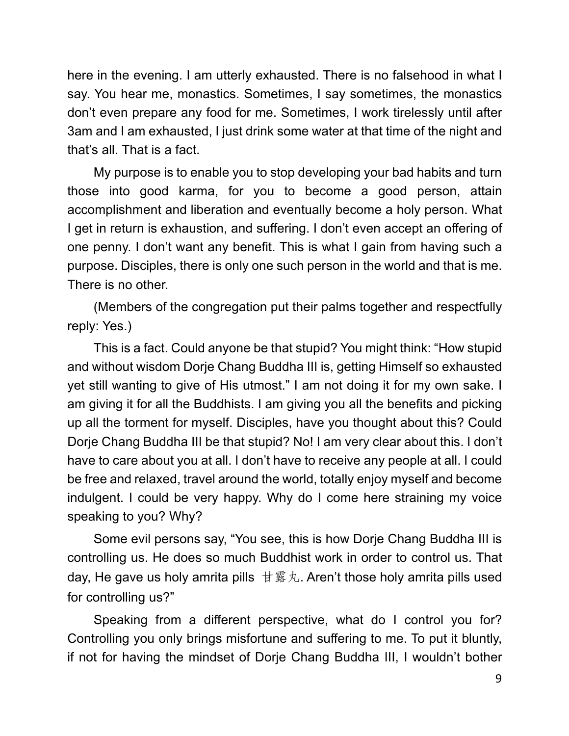here in the evening. I am utterly exhausted. There is no falsehood in what I say. You hear me, monastics. Sometimes, I say sometimes, the monastics don't even prepare any food for me. Sometimes, I work tirelessly until after 3am and I am exhausted, I just drink some water at that time of the night and that's all. That is a fact.

My purpose is to enable you to stop developing your bad habits and turn those into good karma, for you to become a good person, attain accomplishment and liberation and eventually become a holy person. What I get in return is exhaustion, and suffering. I don't even accept an offering of one penny. I don't want any benefit. This is what I gain from having such a purpose. Disciples, there is only one such person in the world and that is me. There is no other.

(Members of the congregation put their palms together and respectfully reply: Yes.)

This is a fact. Could anyone be that stupid? You might think: "How stupid and without wisdom Dorje Chang Buddha III is, getting Himself so exhausted yet still wanting to give of His utmost." I am not doing it for my own sake. I am giving it for all the Buddhists. I am giving you all the benefits and picking up all the torment for myself. Disciples, have you thought about this? Could Dorje Chang Buddha III be that stupid? No! I am very clear about this. I don't have to care about you at all. I don't have to receive any people at all. I could be free and relaxed, travel around the world, totally enjoy myself and become indulgent. I could be very happy. Why do I come here straining my voice speaking to you? Why?

Some evil persons say, "You see, this is how Dorje Chang Buddha III is controlling us. He does so much Buddhist work in order to control us. That day, He gave us holy amrita pills 甘露丸. Aren't those holy amrita pills used for controlling us?"

Speaking from a different perspective, what do I control you for? Controlling you only brings misfortune and suffering to me. To put it bluntly, if not for having the mindset of Dorje Chang Buddha III, I wouldn't bother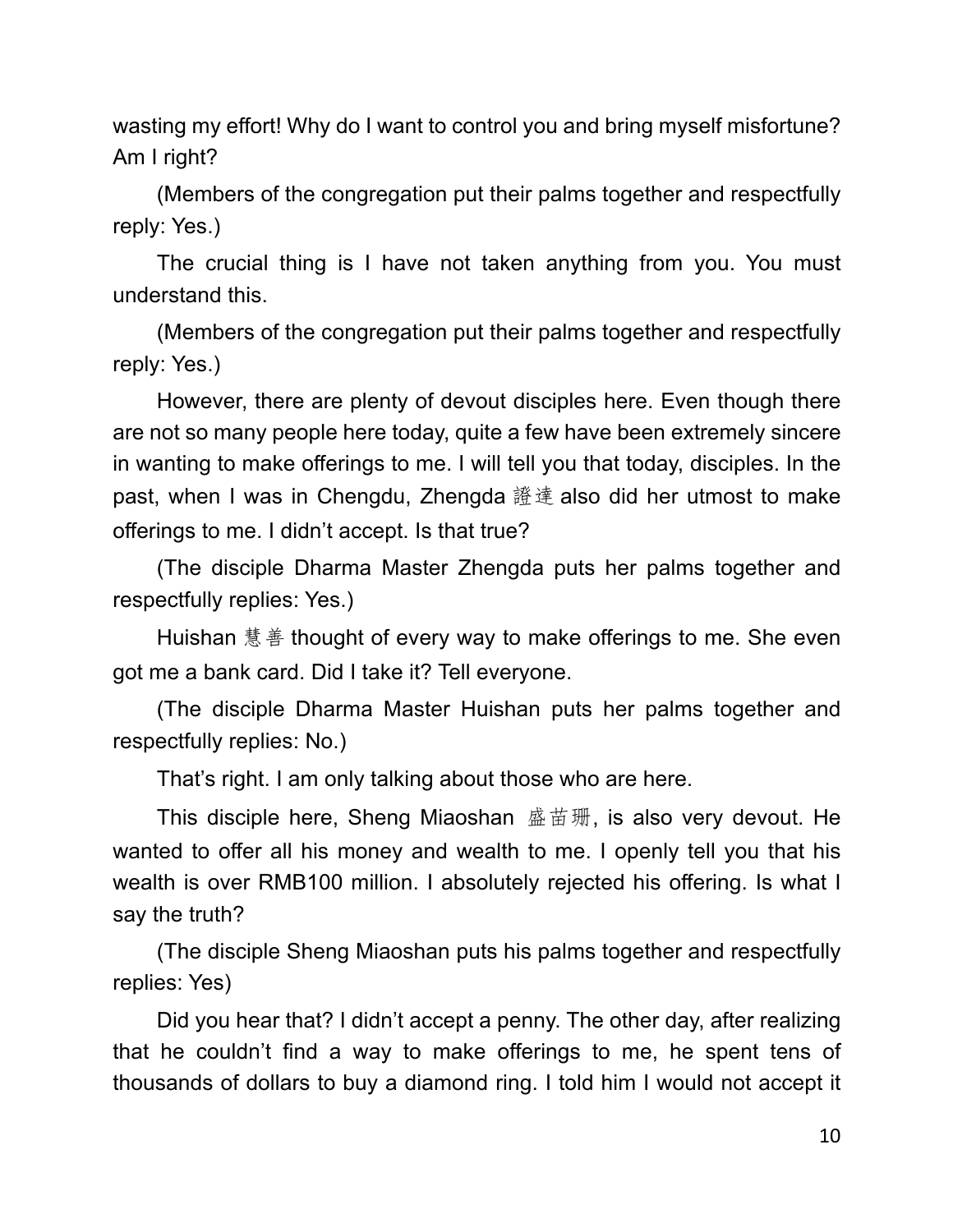wasting my effort! Why do I want to control you and bring myself misfortune? Am I right?

(Members of the congregation put their palms together and respectfully reply: Yes.)

The crucial thing is I have not taken anything from you. You must understand this.

(Members of the congregation put their palms together and respectfully reply: Yes.)

However, there are plenty of devout disciples here. Even though there are not so many people here today, quite a few have been extremely sincere in wanting to make offerings to me. I will tell you that today, disciples. In the past, when I was in Chengdu, Zhengda 證達 also did her utmost to make offerings to me. I didn't accept. Is that true?

(The disciple Dharma Master Zhengda puts her palms together and respectfully replies: Yes.)

Huishan 慧善 thought of every way to make offerings to me. She even got me a bank card. Did I take it? Tell everyone.

(The disciple Dharma Master Huishan puts her palms together and respectfully replies: No.)

That's right. I am only talking about those who are here.

This disciple here, Sheng Miaoshan 盛苗珊, is also very devout. He wanted to offer all his money and wealth to me. I openly tell you that his wealth is over RMB100 million. I absolutely rejected his offering. Is what I say the truth?

(The disciple Sheng Miaoshan puts his palms together and respectfully replies: Yes)

Did you hear that? I didn't accept a penny. The other day, after realizing that he couldn't find a way to make offerings to me, he spent tens of thousands of dollars to buy a diamond ring. I told him I would not accept it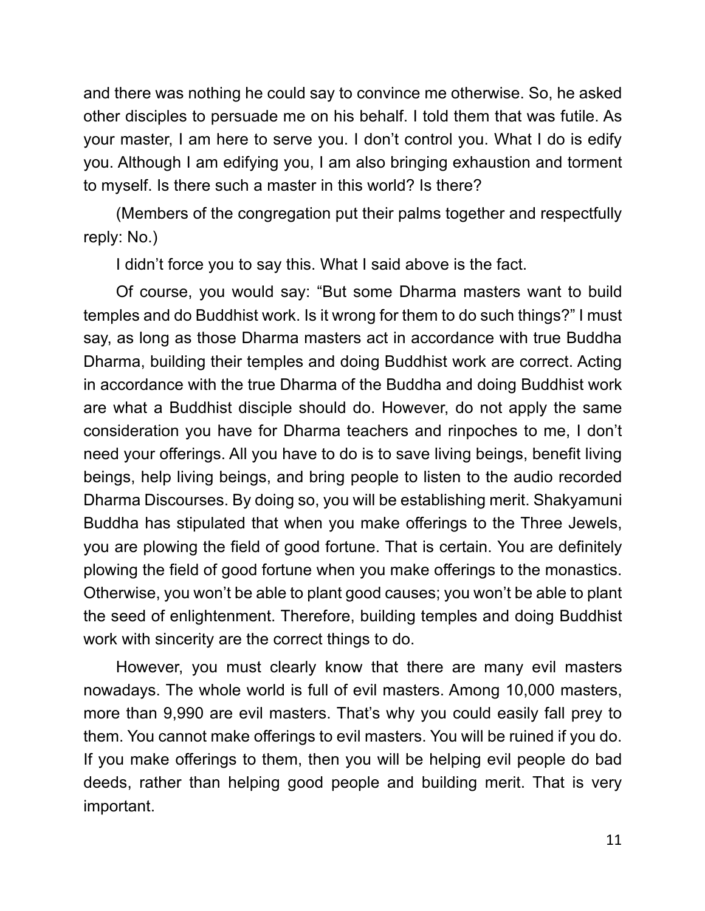and there was nothing he could say to convince me otherwise. So, he asked other disciples to persuade me on his behalf. I told them that was futile. As your master, I am here to serve you. I don't control you. What I do is edify you. Although I am edifying you, I am also bringing exhaustion and torment to myself. Is there such a master in this world? Is there?

(Members of the congregation put their palms together and respectfully reply: No.)

I didn't force you to say this. What I said above is the fact.

Of course, you would say: "But some Dharma masters want to build temples and do Buddhist work. Is it wrong for them to do such things?" I must say, as long as those Dharma masters act in accordance with true Buddha Dharma, building their temples and doing Buddhist work are correct. Acting in accordance with the true Dharma of the Buddha and doing Buddhist work are what a Buddhist disciple should do. However, do not apply the same consideration you have for Dharma teachers and rinpoches to me, I don't need your offerings. All you have to do is to save living beings, benefit living beings, help living beings, and bring people to listen to the audio recorded Dharma Discourses. By doing so, you will be establishing merit. Shakyamuni Buddha has stipulated that when you make offerings to the Three Jewels, you are plowing the field of good fortune. That is certain. You are definitely plowing the field of good fortune when you make offerings to the monastics. Otherwise, you won't be able to plant good causes; you won't be able to plant the seed of enlightenment. Therefore, building temples and doing Buddhist work with sincerity are the correct things to do.

However, you must clearly know that there are many evil masters nowadays. The whole world is full of evil masters. Among 10,000 masters, more than 9,990 are evil masters. That's why you could easily fall prey to them. You cannot make offerings to evil masters. You will be ruined if you do. If you make offerings to them, then you will be helping evil people do bad deeds, rather than helping good people and building merit. That is very important.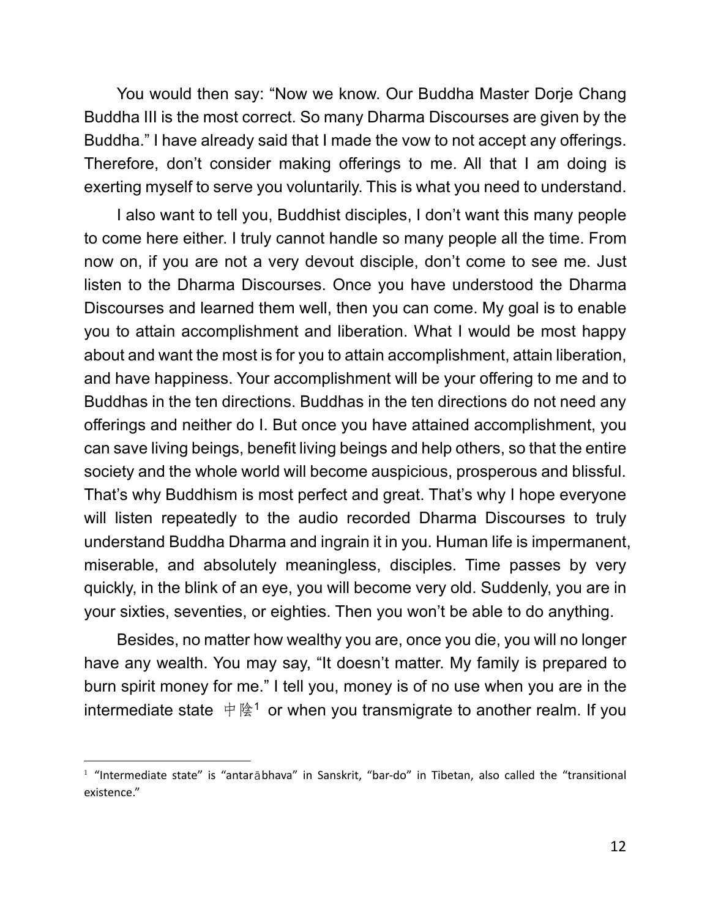You would then say: "Now we know. Our Buddha Master Dorje Chang Buddha III is the most correct. So many Dharma Discourses are given by the Buddha." I have already said that I made the vow to not accept any offerings. Therefore, don't consider making offerings to me. All that I am doing is exerting myself to serve you voluntarily. This is what you need to understand.

I also want to tell you, Buddhist disciples, I don't want this many people to come here either. I truly cannot handle so many people all the time. From now on, if you are not a very devout disciple, don't come to see me. Just listen to the Dharma Discourses. Once you have understood the Dharma Discourses and learned them well, then you can come. My goal is to enable you to attain accomplishment and liberation. What I would be most happy about and want the most is for you to attain accomplishment, attain liberation, and have happiness. Your accomplishment will be your offering to me and to Buddhas in the ten directions. Buddhas in the ten directions do not need any offerings and neither do I. But once you have attained accomplishment, you can save living beings, benefit living beings and help others, so that the entire society and the whole world will become auspicious, prosperous and blissful. That's why Buddhism is most perfect and great. That's why I hope everyone will listen repeatedly to the audio recorded Dharma Discourses to truly understand Buddha Dharma and ingrain it in you. Human life is impermanent, miserable, and absolutely meaningless, disciples. Time passes by very quickly, in the blink of an eye, you will become very old. Suddenly, you are in your sixties, seventies, or eighties. Then you won't be able to do anything.

Besides, no matter how wealthy you are, once you die, you will no longer have any wealth. You may say, "It doesn't matter. My family is prepared to burn spirit money for me." I tell you, money is of no use when you are in the intermediate state 中陰[1] or when you transmigrate to another realm. If you

---

[1] "Intermediate state" is "antarābhava" in Sanskrit, "bar-do" in Tibetan, also called the "transitional existence."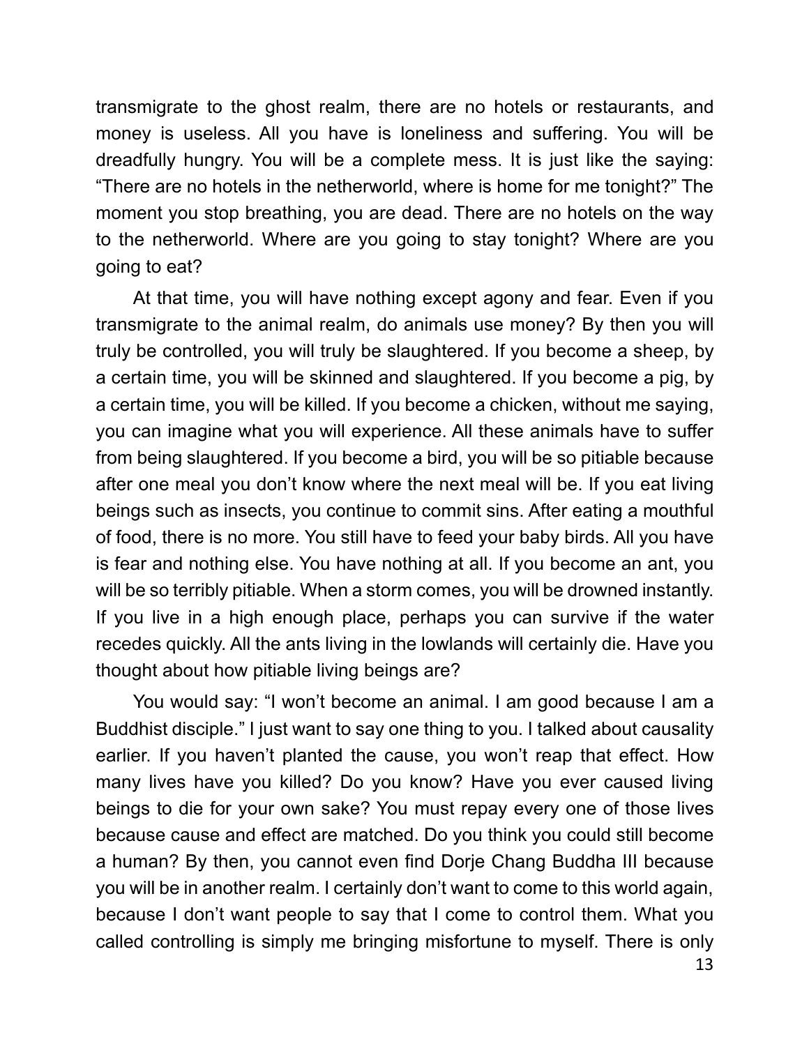transmigrate to the ghost realm, there are no hotels or restaurants, and money is useless. All you have is loneliness and suffering. You will be dreadfully hungry. You will be a complete mess. It is just like the saying: "There are no hotels in the netherworld, where is home for me tonight?" The moment you stop breathing, you are dead. There are no hotels on the way to the netherworld. Where are you going to stay tonight? Where are you going to eat?

At that time, you will have nothing except agony and fear. Even if you transmigrate to the animal realm, do animals use money? By then you will truly be controlled, you will truly be slaughtered. If you become a sheep, by a certain time, you will be skinned and slaughtered. If you become a pig, by a certain time, you will be killed. If you become a chicken, without me saying, you can imagine what you will experience. All these animals have to suffer from being slaughtered. If you become a bird, you will be so pitiable because after one meal you don't know where the next meal will be. If you eat living beings such as insects, you continue to commit sins. After eating a mouthful of food, there is no more. You still have to feed your baby birds. All you have is fear and nothing else. You have nothing at all. If you become an ant, you will be so terribly pitiable. When a storm comes, you will be drowned instantly. If you live in a high enough place, perhaps you can survive if the water recedes quickly. All the ants living in the lowlands will certainly die. Have you thought about how pitiable living beings are?

You would say: "I won't become an animal. I am good because I am a Buddhist disciple." I just want to say one thing to you. I talked about causality earlier. If you haven't planted the cause, you won't reap that effect. How many lives have you killed? Do you know? Have you ever caused living beings to die for your own sake? You must repay every one of those lives because cause and effect are matched. Do you think you could still become a human? By then, you cannot even find Dorje Chang Buddha III because you will be in another realm. I certainly don't want to come to this world again, because I don't want people to say that I come to control them. What you called controlling is simply me bringing misfortune to myself. There is only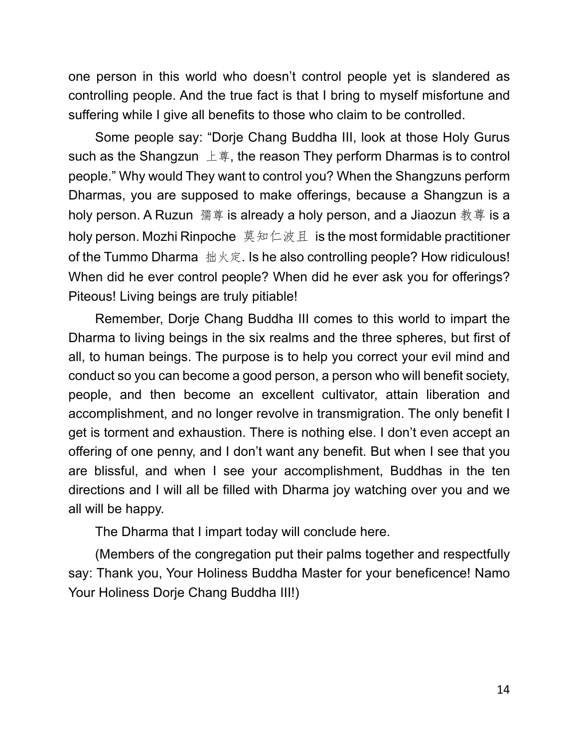one person in this world who doesn't control people yet is slandered as controlling people. And the true fact is that I bring to myself misfortune and suffering while I give all benefits to those who claim to be controlled.

Some people say: "Dorje Chang Buddha III, look at those Holy Gurus such as the Shangzun 上尊, the reason They perform Dharmas is to control people." Why would They want to control you? When the Shangzuns perform Dharmas, you are supposed to make offerings, because a Shangzun is a holy person. A Ruzun 孺尊 is already a holy person, and a Jiaozun 教尊 is a holy person. Mozhi Rinpoche 莫知仁波且 is the most formidable practitioner of the Tummo Dharma 拙火定. Is he also controlling people? How ridiculous! When did he ever control people? When did he ever ask you for offerings? Piteous! Living beings are truly pitiable!

Remember, Dorje Chang Buddha III comes to this world to impart the Dharma to living beings in the six realms and the three spheres, but first of all, to human beings. The purpose is to help you correct your evil mind and conduct so you can become a good person, a person who will benefit society, people, and then become an excellent cultivator, attain liberation and accomplishment, and no longer revolve in transmigration. The only benefit I get is torment and exhaustion. There is nothing else. I don't even accept an offering of one penny, and I don't want any benefit. But when I see that you are blissful, and when I see your accomplishment, Buddhas in the ten directions and I will all be filled with Dharma joy watching over you and we all will be happy.

The Dharma that I impart today will conclude here.

(Members of the congregation put their palms together and respectfully say: Thank you, Your Holiness Buddha Master for your beneficence! Namo Your Holiness Dorje Chang Buddha III!)